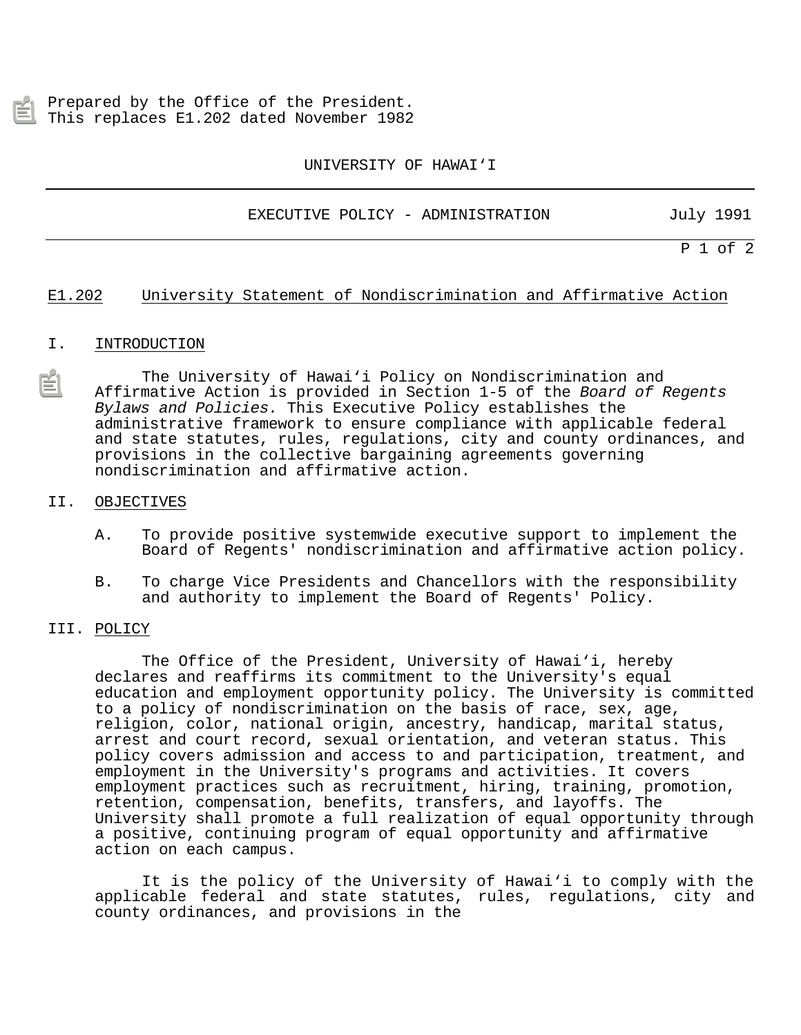Prepared by the Office of the President.
This replaces E1.202 dated November 1982

UNIVERSITY OF HAWAI'I

EXECUTIVE POLICY - ADMINISTRATION — July 1991

# E1.202 University Statement of Nondiscrimination and Affirmative Action

## I. INTRODUCTION

The University of Hawai'i Policy on Nondiscrimination and Affirmative Action is provided in Section 1-5 of the *Board of Regents Bylaws and Policies.* This Executive Policy establishes the administrative framework to ensure compliance with applicable federal and state statutes, rules, regulations, city and county ordinances, and provisions in the collective bargaining agreements governing nondiscrimination and affirmative action.

## II. OBJECTIVES

A. To provide positive systemwide executive support to implement the Board of Regents' nondiscrimination and affirmative action policy.

B. To charge Vice Presidents and Chancellors with the responsibility and authority to implement the Board of Regents' Policy.

## III. POLICY

The Office of the President, University of Hawai'i, hereby declares and reaffirms its commitment to the University's equal education and employment opportunity policy. The University is committed to a policy of nondiscrimination on the basis of race, sex, age, religion, color, national origin, ancestry, handicap, marital status, arrest and court record, sexual orientation, and veteran status. This policy covers admission and access to and participation, treatment, and employment in the University's programs and activities. It covers employment practices such as recruitment, hiring, training, promotion, retention, compensation, benefits, transfers, and layoffs. The University shall promote a full realization of equal opportunity through a positive, continuing program of equal opportunity and affirmative action on each campus.

It is the policy of the University of Hawai'i to comply with the applicable federal and state statutes, rules, regulations, city and county ordinances, and provisions in the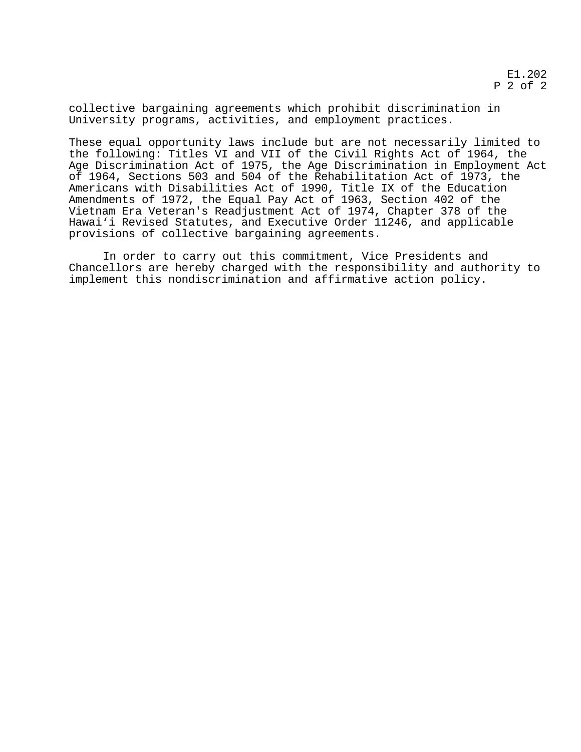collective bargaining agreements which prohibit discrimination in University programs, activities, and employment practices.

These equal opportunity laws include but are not necessarily limited to the following: Titles VI and VII of the Civil Rights Act of 1964, the Age Discrimination Act of 1975, the Age Discrimination in Employment Act of 1964, Sections 503 and 504 of the Rehabilitation Act of 1973, the Americans with Disabilities Act of 1990, Title IX of the Education Amendments of 1972, the Equal Pay Act of 1963, Section 402 of the Vietnam Era Veteran's Readjustment Act of 1974, Chapter 378 of the Hawaiʻi Revised Statutes, and Executive Order 11246, and applicable provisions of collective bargaining agreements.

In order to carry out this commitment, Vice Presidents and Chancellors are hereby charged with the responsibility and authority to implement this nondiscrimination and affirmative action policy.